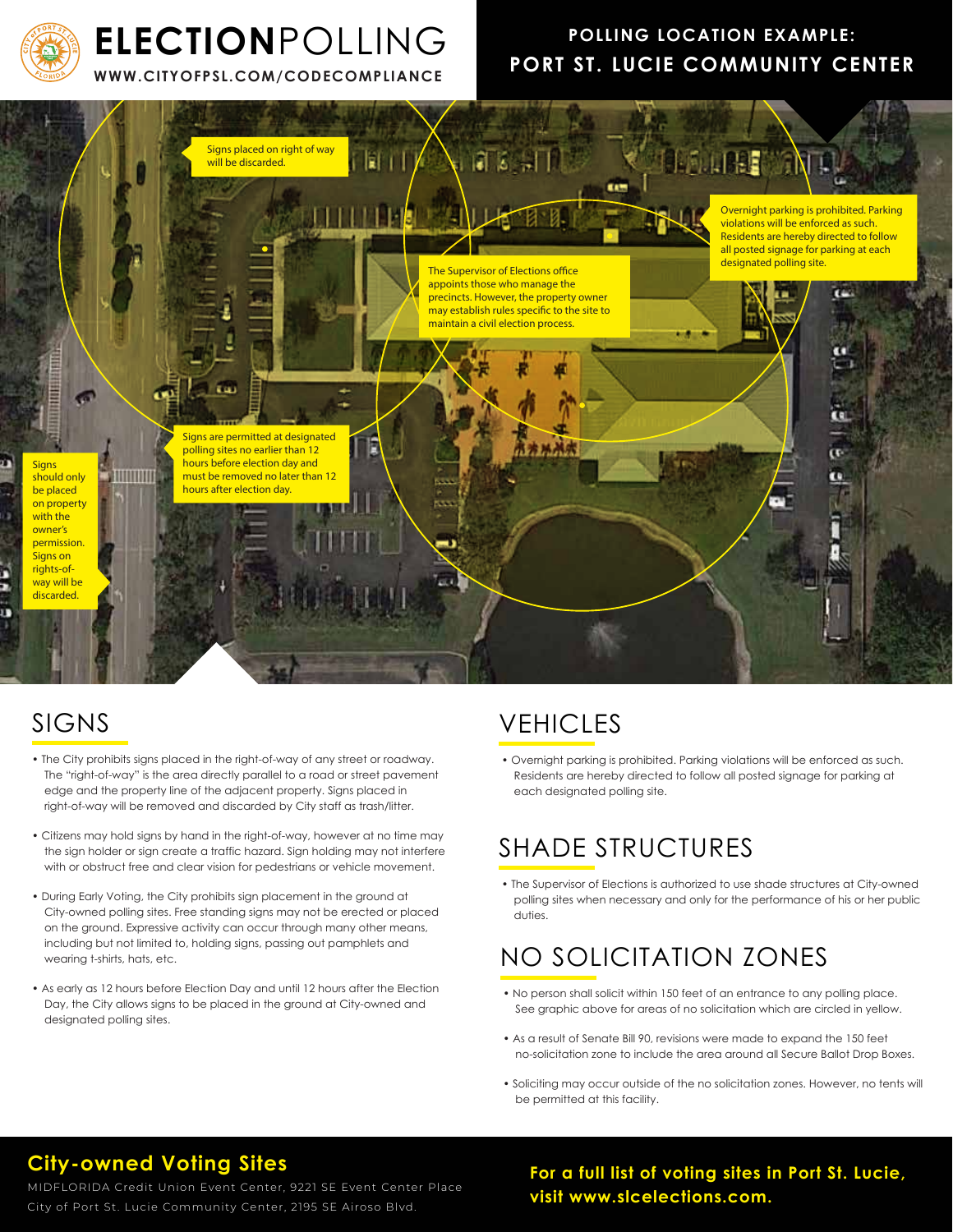# ELECTIONPOLLING

WWW.CITYOFPSL.COM/CODECOMPLIANCE

## POLLING LOCATION EXAMPLE: PORT ST. LUCIE COMMUNITY CENTER

Signs placed on right of way will be discarded.

Overnight parking is prohibited. Parking violations will be enforced as such. Residents are hereby directed to follow all posted signage for parking at each designated polling site.

The Supervisor of Elections office appoints those who manage the precincts. However, the property owner may establish rules specific to the site to maintain a civil election process.

Signs are permitted at designated polling sites no earlier than 12 hours before election day and must be removed no later than 12 hours after election day.

Signs should only be placed on property with the owner's permission. Signs on rights-of-way will be discarded.

## SIGNS

- The City prohibits signs placed in the right-of-way of any street or roadway. The "right-of-way" is the area directly parallel to a road or street pavement edge and the property line of the adjacent property. Signs placed in right-of-way will be removed and discarded by City staff as trash/litter.
- Citizens may hold signs by hand in the right-of-way, however at no time may the sign holder or sign create a traffic hazard. Sign holding may not interfere with or obstruct free and clear vision for pedestrians or vehicle movement.
- During Early Voting, the City prohibits sign placement in the ground at City-owned polling sites. Free standing signs may not be erected or placed on the ground. Expressive activity can occur through many other means, including but not limited to, holding signs, passing out pamphlets and wearing t-shirts, hats, etc.
- As early as 12 hours before Election Day and until 12 hours after the Election Day, the City allows signs to be placed in the ground at City-owned and designated polling sites.

## VEHICLES

- Overnight parking is prohibited. Parking violations will be enforced as such. Residents are hereby directed to follow all posted signage for parking at each designated polling site.

## SHADE STRUCTURES

- The Supervisor of Elections is authorized to use shade structures at City-owned polling sites when necessary and only for the performance of his or her public duties.

## NO SOLICITATION ZONES

- No person shall solicit within 150 feet of an entrance to any polling place. See graphic above for areas of no solicitation which are circled in yellow.
- As a result of Senate Bill 90, revisions were made to expand the 150 feet no-solicitation zone to include the area around all Secure Ballot Drop Boxes.
- Soliciting may occur outside of the no solicitation zones. However, no tents will be permitted at this facility.

## City-owned Voting Sites

MIDFLORIDA Credit Union Event Center, 9221 SE Event Center Place

City of Port St. Lucie Community Center, 2195 SE Airoso Blvd.

**For a full list of voting sites in Port St. Lucie, visit www.slcelections.com.**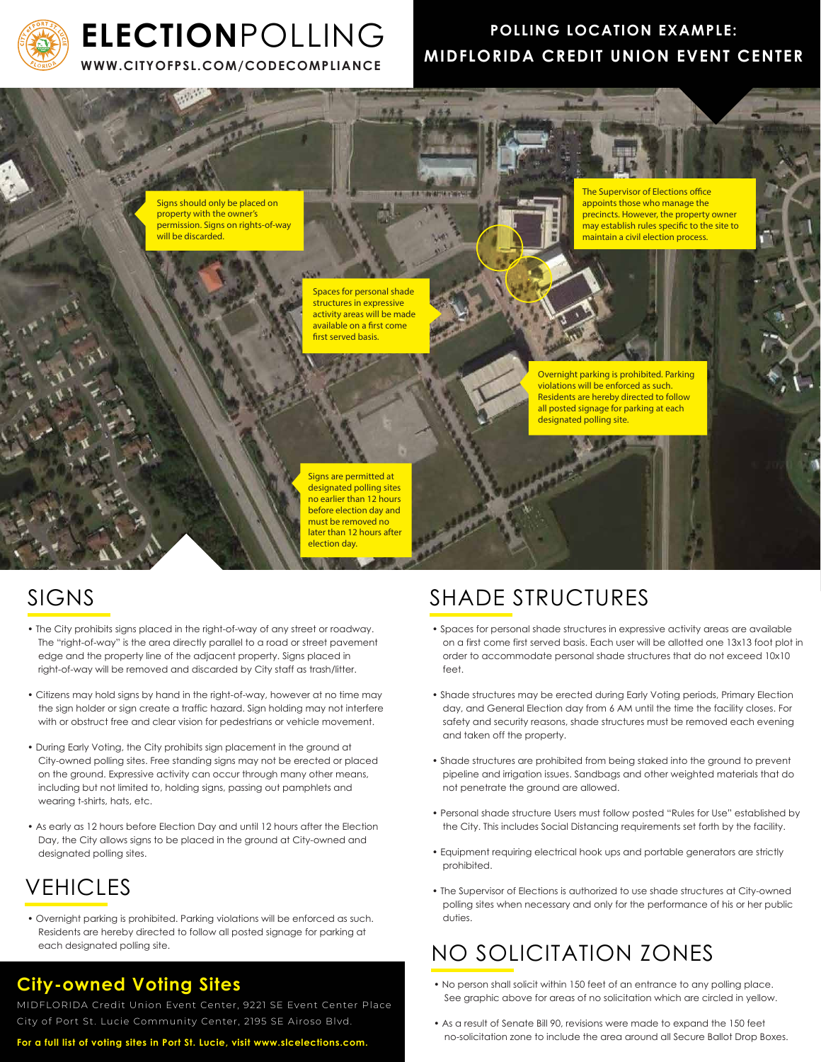# ELECTIONPOLLING

WWW.CITYOFPSL.COM/CODECOMPLIANCE

## POLLING LOCATION EXAMPLE: MIDFLORIDA CREDIT UNION EVENT CENTER

Signs should only be placed on property with the owner's permission. Signs on rights-of-way will be discarded.

The Supervisor of Elections office appoints those who manage the precincts. However, the property owner may establish rules specific to the site to maintain a civil election process.

Spaces for personal shade structures in expressive activity areas will be made available on a first come first served basis.

Overnight parking is prohibited. Parking violations will be enforced as such. Residents are hereby directed to follow all posted signage for parking at each designated polling site.

Signs are permitted at designated polling sites no earlier than 12 hours before election day and must be removed no later than 12 hours after election day.

## SIGNS

- The City prohibits signs placed in the right-of-way of any street or roadway. The "right-of-way" is the area directly parallel to a road or street pavement edge and the property line of the adjacent property. Signs placed in right-of-way will be removed and discarded by City staff as trash/litter.
- Citizens may hold signs by hand in the right-of-way, however at no time may the sign holder or sign create a traffic hazard. Sign holding may not interfere with or obstruct free and clear vision for pedestrians or vehicle movement.
- During Early Voting, the City prohibits sign placement in the ground at City-owned polling sites. Free standing signs may not be erected or placed on the ground. Expressive activity can occur through many other means, including but not limited to, holding signs, passing out pamphlets and wearing t-shirts, hats, etc.
- As early as 12 hours before Election Day and until 12 hours after the Election Day, the City allows signs to be placed in the ground at City-owned and designated polling sites.

## VEHICLES

- Overnight parking is prohibited. Parking violations will be enforced as such. Residents are hereby directed to follow all posted signage for parking at each designated polling site.

## City-owned Voting Sites

MIDFLORIDA Credit Union Event Center, 9221 SE Event Center Place
City of Port St. Lucie Community Center, 2195 SE Airoso Blvd.

**For a full list of voting sites in Port St. Lucie, visit www.slcelections.com.**

## SHADE STRUCTURES

- Spaces for personal shade structures in expressive activity areas are available on a first come first served basis. Each user will be allotted one 13x13 foot plot in order to accommodate personal shade structures that do not exceed 10x10 feet.
- Shade structures may be erected during Early Voting periods, Primary Election day, and General Election day from 6 AM until the time the facility closes. For safety and security reasons, shade structures must be removed each evening and taken off the property.
- Shade structures are prohibited from being staked into the ground to prevent pipeline and irrigation issues. Sandbags and other weighted materials that do not penetrate the ground are allowed.
- Personal shade structure Users must follow posted "Rules for Use" established by the City. This includes Social Distancing requirements set forth by the facility.
- Equipment requiring electrical hook ups and portable generators are strictly prohibited.
- The Supervisor of Elections is authorized to use shade structures at City-owned polling sites when necessary and only for the performance of his or her public duties.

## NO SOLICITATION ZONES

- No person shall solicit within 150 feet of an entrance to any polling place. See graphic above for areas of no solicitation which are circled in yellow.
- As a result of Senate Bill 90, revisions were made to expand the 150 feet no-solicitation zone to include the area around all Secure Ballot Drop Boxes.